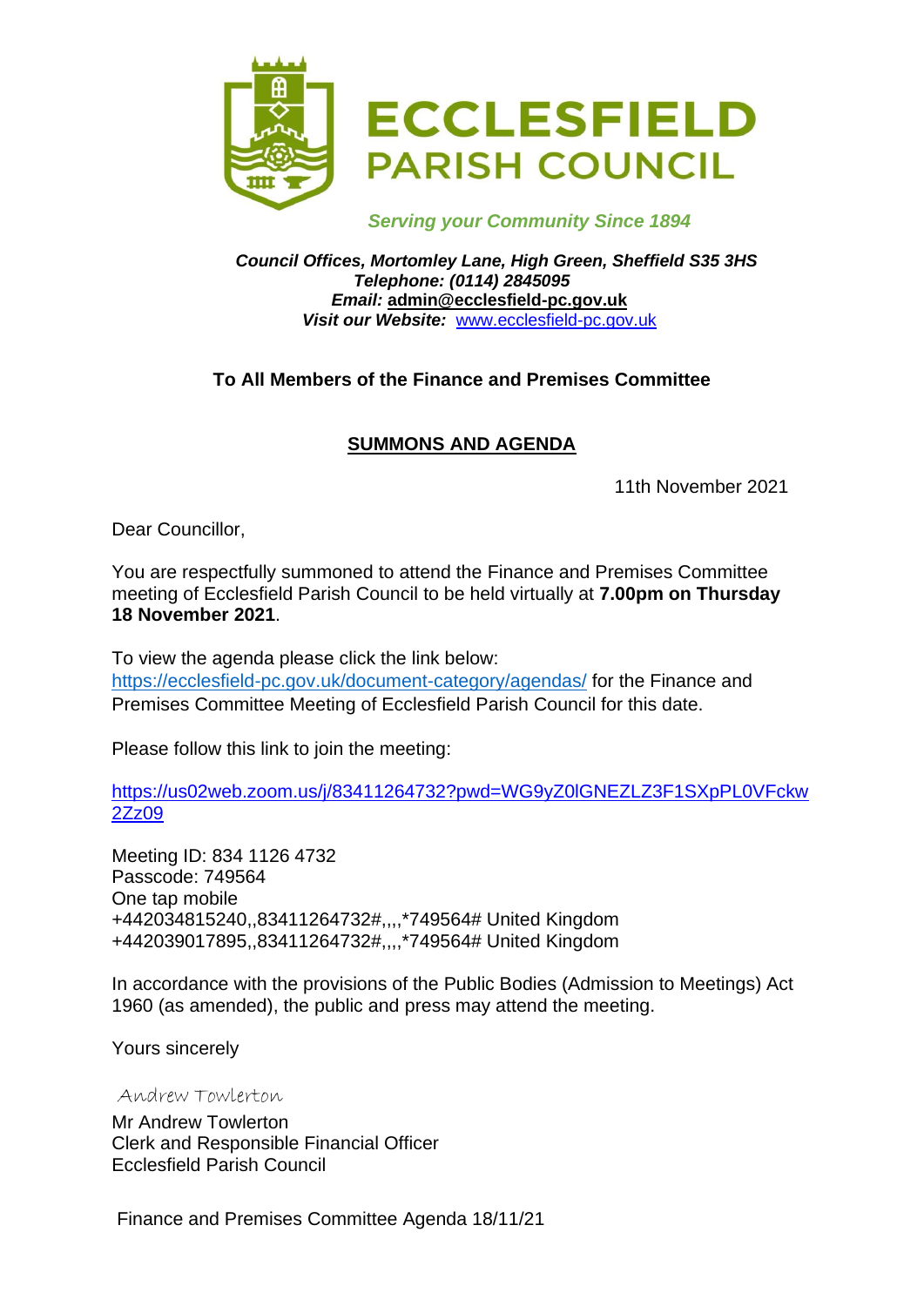# ECCLESFIELD PARISH COUNCIL

*Serving your Community Since 1894*

***Council Offices, Mortomley Lane, High Green, Sheffield S35 3HS***
***Telephone: (0114) 2845095***
***Email:* admin@ecclesfield-pc.gov.uk**
***Visit our Website:*** www.ecclesfield-pc.gov.uk

**To All Members of the Finance and Premises Committee**

## SUMMONS AND AGENDA

11th November 2021

Dear Councillor,

You are respectfully summoned to attend the Finance and Premises Committee meeting of Ecclesfield Parish Council to be held virtually at **7.00pm on Thursday 18 November 2021**.

To view the agenda please click the link below:
https://ecclesfield-pc.gov.uk/document-category/agendas/ for the Finance and Premises Committee Meeting of Ecclesfield Parish Council for this date.

Please follow this link to join the meeting:

https://us02web.zoom.us/j/83411264732?pwd=WG9yZ0lGNEZLZ3F1SXpPL0VFckw2Zz09

Meeting ID: 834 1126 4732
Passcode: 749564
One tap mobile
+442034815240,,83411264732#,,,,*749564# United Kingdom
+442039017895,,83411264732#,,,,*749564# United Kingdom

In accordance with the provisions of the Public Bodies (Admission to Meetings) Act 1960 (as amended), the public and press may attend the meeting.

Yours sincerely

*Andrew Towlerton*

Mr Andrew Towlerton
Clerk and Responsible Financial Officer
Ecclesfield Parish Council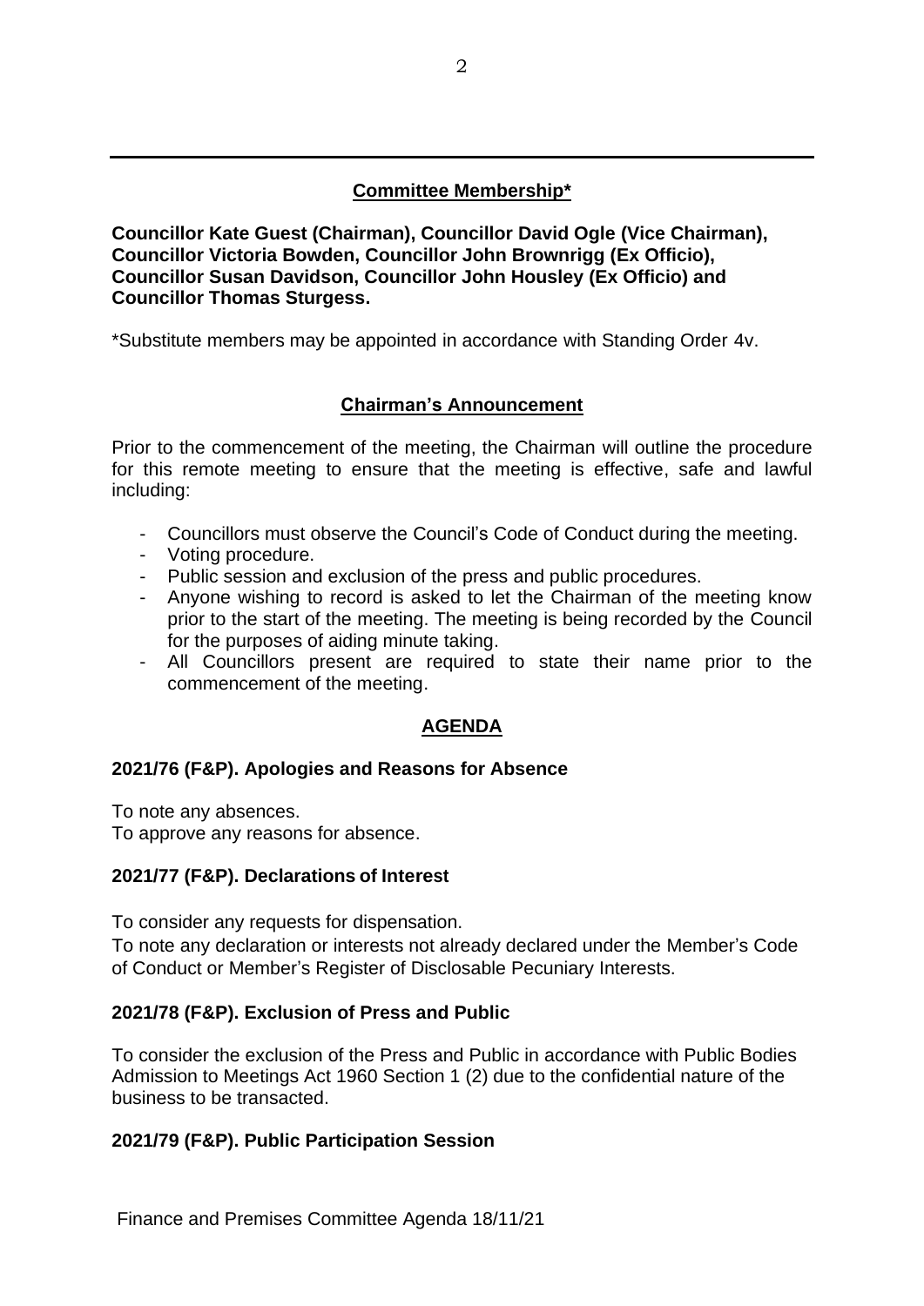## Committee Membership*

**Councillor Kate Guest (Chairman), Councillor David Ogle (Vice Chairman), Councillor Victoria Bowden, Councillor John Brownrigg (Ex Officio), Councillor Susan Davidson, Councillor John Housley (Ex Officio) and Councillor Thomas Sturgess.**

*Substitute members may be appointed in accordance with Standing Order 4v.

## Chairman's Announcement

Prior to the commencement of the meeting, the Chairman will outline the procedure for this remote meeting to ensure that the meeting is effective, safe and lawful including:

- Councillors must observe the Council's Code of Conduct during the meeting.
- Voting procedure.
- Public session and exclusion of the press and public procedures.
- Anyone wishing to record is asked to let the Chairman of the meeting know prior to the start of the meeting. The meeting is being recorded by the Council for the purposes of aiding minute taking.
- All Councillors present are required to state their name prior to the commencement of the meeting.

## AGENDA

### 2021/76 (F&P). Apologies and Reasons for Absence

To note any absences.
To approve any reasons for absence.

### 2021/77 (F&P). Declarations of Interest

To consider any requests for dispensation.
To note any declaration or interests not already declared under the Member's Code of Conduct or Member's Register of Disclosable Pecuniary Interests.

### 2021/78 (F&P). Exclusion of Press and Public

To consider the exclusion of the Press and Public in accordance with Public Bodies Admission to Meetings Act 1960 Section 1 (2) due to the confidential nature of the business to be transacted.

### 2021/79 (F&P). Public Participation Session

Finance and Premises Committee Agenda 18/11/21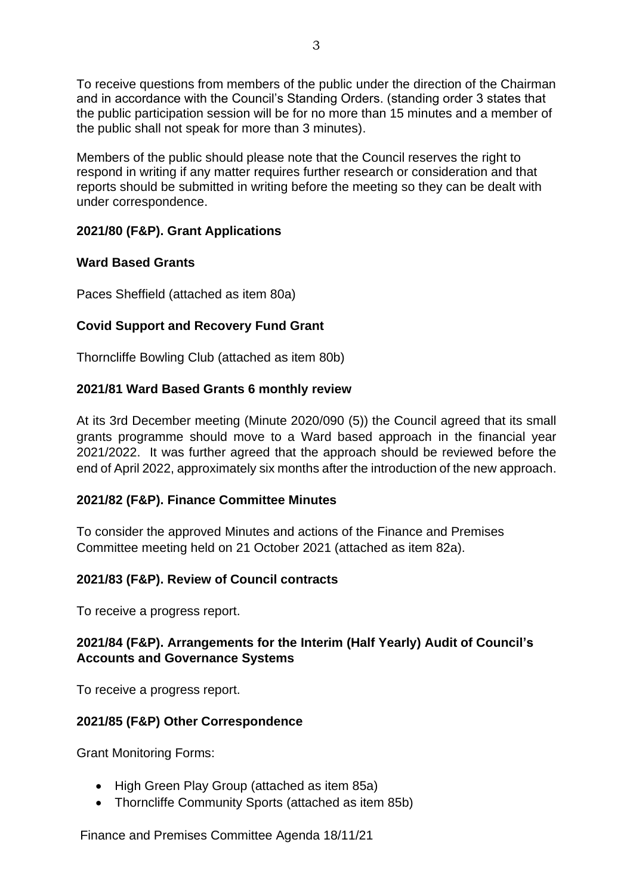To receive questions from members of the public under the direction of the Chairman and in accordance with the Council's Standing Orders. (standing order 3 states that the public participation session will be for no more than 15 minutes and a member of the public shall not speak for more than 3 minutes).

Members of the public should please note that the Council reserves the right to respond in writing if any matter requires further research or consideration and that reports should be submitted in writing before the meeting so they can be dealt with under correspondence.

**2021/80 (F&P). Grant Applications**

**Ward Based Grants**

Paces Sheffield (attached as item 80a)

**Covid Support and Recovery Fund Grant**

Thorncliffe Bowling Club (attached as item 80b)

**2021/81 Ward Based Grants 6 monthly review**

At its 3rd December meeting (Minute 2020/090 (5)) the Council agreed that its small grants programme should move to a Ward based approach in the financial year 2021/2022. It was further agreed that the approach should be reviewed before the end of April 2022, approximately six months after the introduction of the new approach.

**2021/82 (F&P). Finance Committee Minutes**

To consider the approved Minutes and actions of the Finance and Premises Committee meeting held on 21 October 2021 (attached as item 82a).

**2021/83 (F&P). Review of Council contracts**

To receive a progress report.

**2021/84 (F&P). Arrangements for the Interim (Half Yearly) Audit of Council's Accounts and Governance Systems**

To receive a progress report.

**2021/85 (F&P) Other Correspondence**

Grant Monitoring Forms:

- High Green Play Group (attached as item 85a)
- Thorncliffe Community Sports (attached as item 85b)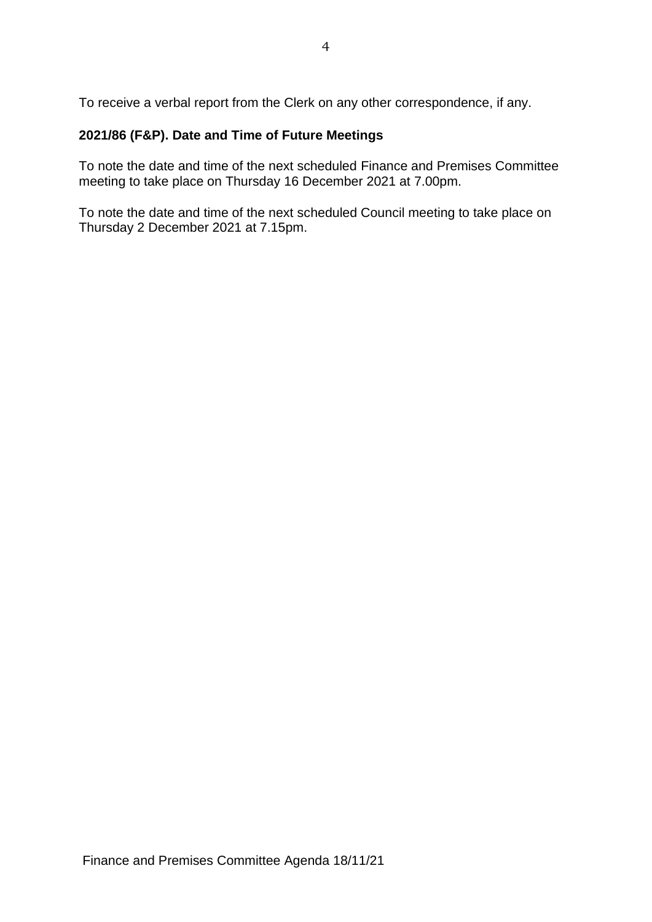To receive a verbal report from the Clerk on any other correspondence, if any.

**2021/86 (F&P). Date and Time of Future Meetings**

To note the date and time of the next scheduled Finance and Premises Committee meeting to take place on Thursday 16 December 2021 at 7.00pm.

To note the date and time of the next scheduled Council meeting to take place on Thursday 2 December 2021 at 7.15pm.